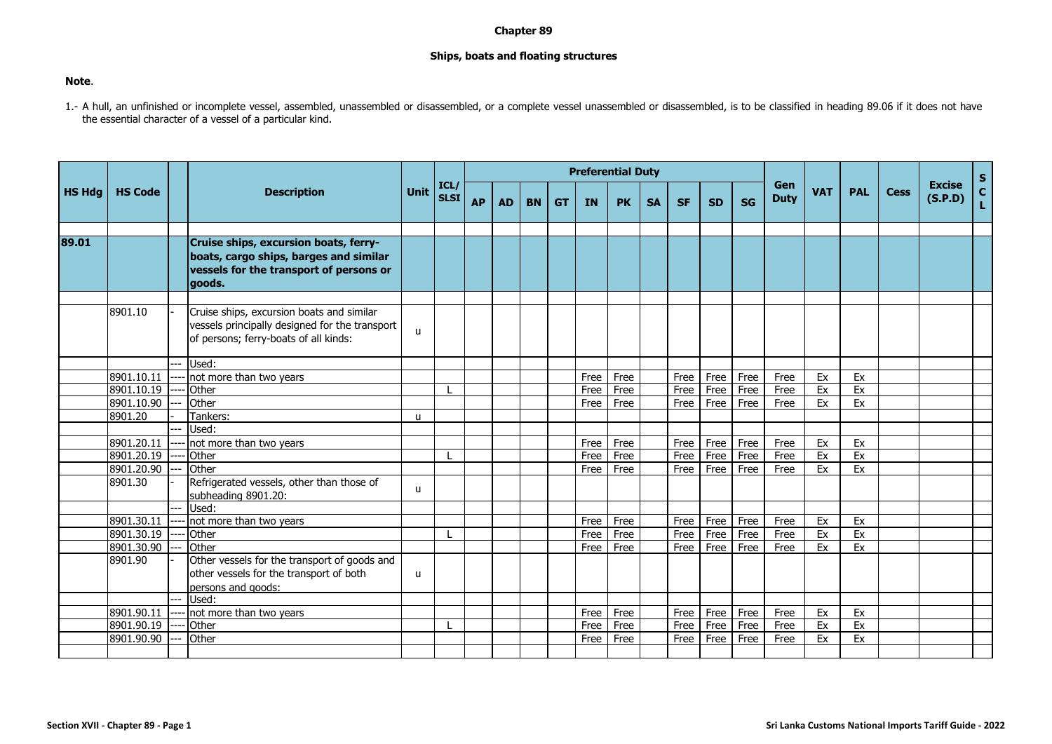# Chapter 89

## Ships, boats and floating structures

**Note**.

1.- A hull, an unfinished or incomplete vessel, assembled, unassembled or disassembled, or a complete vessel unassembled or disassembled, is to be classified in heading 89.06 if it does not have the essential character of a vessel of a particular kind.

| HS Hdg | HS Code | | Description | Unit | ICL/ SLSI | Preferential Duty | | | | | | | | | | Gen Duty | VAT | PAL | Cess | Excise (S.P.D) | S C L |
|---|---|---|---|---|---|---|---|---|---|---|---|---|---|---|---|---|---|---|---|---|---|
| | | | | | | AP | AD | BN | GT | IN | PK | SA | SF | SD | SG | | | | | | |
| **89.01** | | | **Cruise ships, excursion boats, ferry-boats, cargo ships, barges and similar vessels for the transport of persons or goods.** | | | | | | | | | | | | | | | | | | |
| | 8901.10 | - | Cruise ships, excursion boats and similar vessels principally designed for the transport of persons; ferry-boats of all kinds: | u | | | | | | | | | | | | | | | | | |
| | | --- | Used: | | | | | | | | | | | | | | | | | | |
| | 8901.10.11 | ---- | not more than two years | | | | | | | Free | Free | | Free | Free | Free | Free | Ex | Ex | | | |
| | 8901.10.19 | ---- | Other | | L | | | | | Free | Free | | Free | Free | Free | Free | Ex | Ex | | | |
| | 8901.10.90 | --- | Other | | | | | | | Free | Free | | Free | Free | Free | Free | Ex | Ex | | | |
| | 8901.20 | - | Tankers: | u | | | | | | | | | | | | | | | | | |
| | | --- | Used: | | | | | | | | | | | | | | | | | | |
| | 8901.20.11 | ---- | not more than two years | | | | | | | Free | Free | | Free | Free | Free | Free | Ex | Ex | | | |
| | 8901.20.19 | ---- | Other | | L | | | | | Free | Free | | Free | Free | Free | Free | Ex | Ex | | | |
| | 8901.20.90 | --- | Other | | | | | | | Free | Free | | Free | Free | Free | Free | Ex | Ex | | | |
| | 8901.30 | - | Refrigerated vessels, other than those of subheading 8901.20: | u | | | | | | | | | | | | | | | | | |
| | | --- | Used: | | | | | | | | | | | | | | | | | | |
| | 8901.30.11 | ---- | not more than two years | | | | | | | Free | Free | | Free | Free | Free | Free | Ex | Ex | | | |
| | 8901.30.19 | ---- | Other | | L | | | | | Free | Free | | Free | Free | Free | Free | Ex | Ex | | | |
| | 8901.30.90 | --- | Other | | | | | | | Free | Free | | Free | Free | Free | Free | Ex | Ex | | | |
| | 8901.90 | - | Other vessels for the transport of goods and other vessels for the transport of both persons and goods: | u | | | | | | | | | | | | | | | | | |
| | | --- | Used: | | | | | | | | | | | | | | | | | | |
| | 8901.90.11 | ---- | not more than two years | | | | | | | Free | Free | | Free | Free | Free | Free | Ex | Ex | | | |
| | 8901.90.19 | ---- | Other | | L | | | | | Free | Free | | Free | Free | Free | Free | Ex | Ex | | | |
| | 8901.90.90 | --- | Other | | | | | | | Free | Free | | Free | Free | Free | Free | Ex | Ex | | | |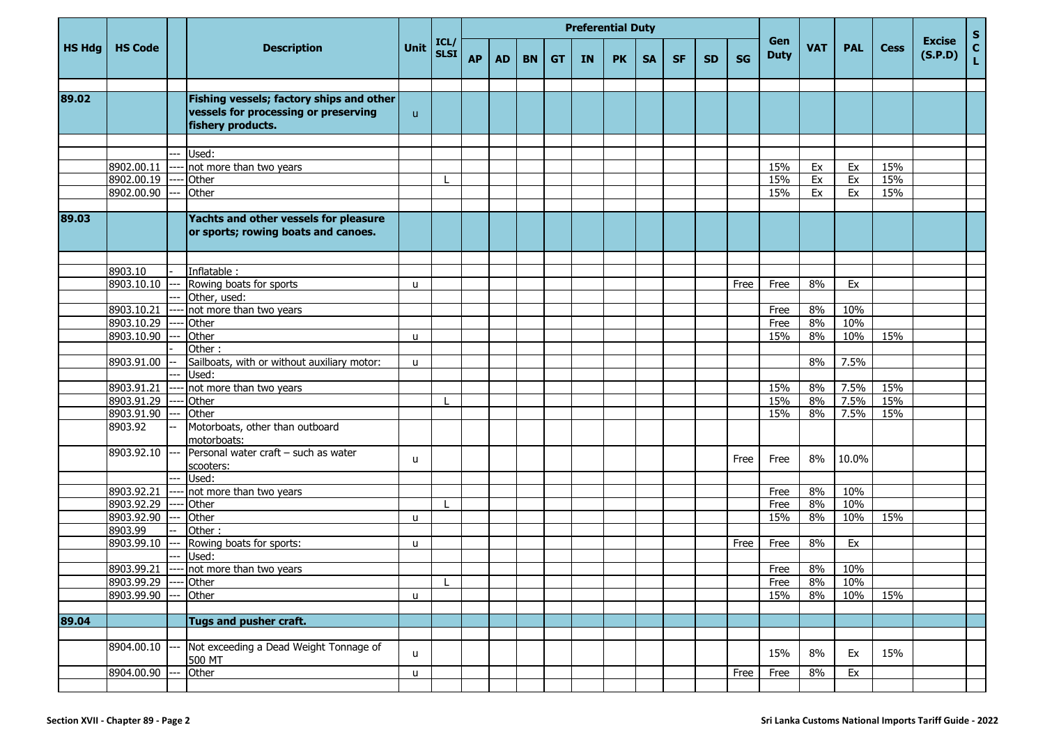| HS Hdg | HS Code | | Description | Unit | ICL/ SLSI | Preferential Duty | | | | | | | | | | Gen Duty | VAT | PAL | Cess | Excise (S.P.D) | S C L |
|---|---|---|---|---|---|---|---|---|---|---|---|---|---|---|---|---|---|---|---|---|---|
| | | | | | | AP | AD | BN | GT | IN | PK | SA | SF | SD | SG | | | | | | |
| 89.02 | | | **Fishing vessels; factory ships and other vessels for processing or preserving fishery products.** | u | | | | | | | | | | | | | | | | | |
| | | --- | Used: | | | | | | | | | | | | | | | | | | |
| | 8902.00.11 | ---- | not more than two years | | | | | | | | | | | | | 15% | Ex | Ex | 15% | | |
| | 8902.00.19 | ---- | Other | | L | | | | | | | | | | | 15% | Ex | Ex | 15% | | |
| | 8902.00.90 | --- | Other | | | | | | | | | | | | | 15% | Ex | Ex | 15% | | |
| 89.03 | | | **Yachts and other vessels for pleasure or sports; rowing boats and canoes.** | | | | | | | | | | | | | | | | | | |
| | 8903.10 | - | Inflatable : | | | | | | | | | | | | | | | | | | |
| | 8903.10.10 | --- | Rowing boats for sports | u | | | | | | | | | | | Free | Free | 8% | Ex | | | |
| | | --- | Other, used: | | | | | | | | | | | | | | | | | | |
| | 8903.10.21 | ---- | not more than two years | | | | | | | | | | | | | Free | 8% | 10% | | | |
| | 8903.10.29 | ---- | Other | | | | | | | | | | | | | Free | 8% | 10% | | | |
| | 8903.10.90 | --- | Other | u | | | | | | | | | | | | 15% | 8% | 10% | 15% | | |
| | | - | Other : | | | | | | | | | | | | | | | | | | |
| | 8903.91.00 | -- | Sailboats, with or without auxiliary motor: | u | | | | | | | | | | | | | 8% | 7.5% | | | |
| | | --- | Used: | | | | | | | | | | | | | | | | | | |
| | 8903.91.21 | ---- | not more than two years | | | | | | | | | | | | | 15% | 8% | 7.5% | 15% | | |
| | 8903.91.29 | ---- | Other | | L | | | | | | | | | | | 15% | 8% | 7.5% | 15% | | |
| | 8903.91.90 | --- | Other | | | | | | | | | | | | | 15% | 8% | 7.5% | 15% | | |
| | 8903.92 | -- | Motorboats, other than outboard motorboats: | | | | | | | | | | | | | | | | | | |
| | 8903.92.10 | --- | Personal water craft – such as water scooters: | u | | | | | | | | | | | Free | Free | 8% | 10.0% | | | |
| | | --- | Used: | | | | | | | | | | | | | | | | | | |
| | 8903.92.21 | ---- | not more than two years | | | | | | | | | | | | | Free | 8% | 10% | | | |
| | 8903.92.29 | ---- | Other | | L | | | | | | | | | | | Free | 8% | 10% | | | |
| | 8903.92.90 | --- | Other | u | | | | | | | | | | | | 15% | 8% | 10% | 15% | | |
| | 8903.99 | -- | Other : | | | | | | | | | | | | | | | | | | |
| | 8903.99.10 | --- | Rowing boats for sports: | u | | | | | | | | | | | Free | Free | 8% | Ex | | | |
| | | --- | Used: | | | | | | | | | | | | | | | | | | |
| | 8903.99.21 | ---- | not more than two years | | | | | | | | | | | | | Free | 8% | 10% | | | |
| | 8903.99.29 | ---- | Other | | L | | | | | | | | | | | Free | 8% | 10% | | | |
| | 8903.99.90 | --- | Other | u | | | | | | | | | | | | 15% | 8% | 10% | 15% | | |
| 89.04 | | | **Tugs and pusher craft.** | | | | | | | | | | | | | | | | | | |
| | 8904.00.10 | --- | Not exceeding a Dead Weight Tonnage of 500 MT | u | | | | | | | | | | | | 15% | 8% | Ex | 15% | | |
| | 8904.00.90 | --- | Other | u | | | | | | | | | | | Free | Free | 8% | Ex | | | |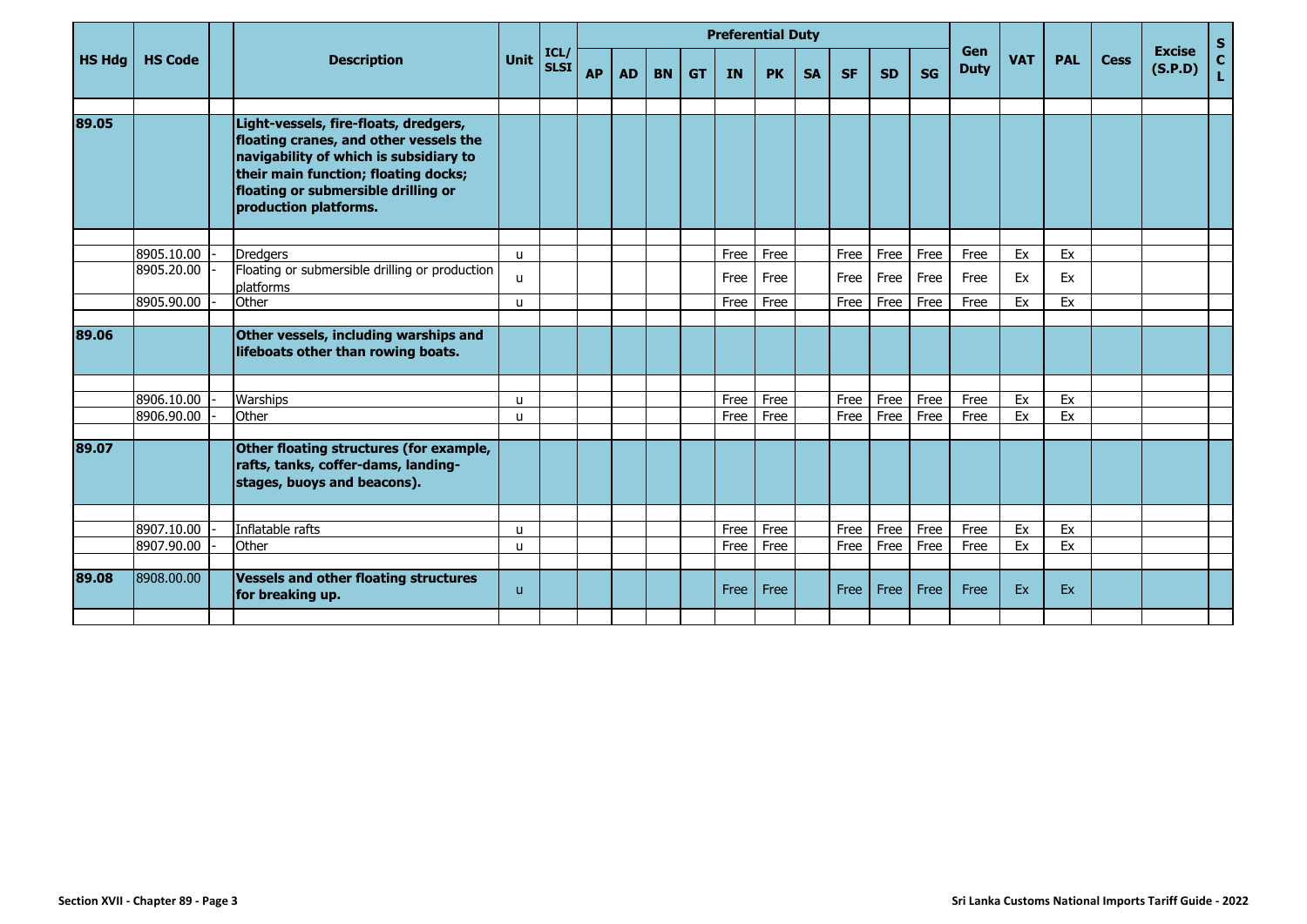| HS Hdg | HS Code | | Description | Unit | ICL/ SLSI | Preferential Duty | | | | | | | | | | Gen Duty | VAT | PAL | Cess | Excise (S.P.D) | S C L |
|---|---|---|---|---|---|---|---|---|---|---|---|---|---|---|---|---|---|---|---|---|---|
| | | | | | | AP | AD | BN | GT | IN | PK | SA | SF | SD | SG | | | | | | |
| 89.05 | | | **Light-vessels, fire-floats, dredgers, floating cranes, and other vessels the navigability of which is subsidiary to their main function; floating docks; floating or submersible drilling or production platforms.** | | | | | | | | | | | | | | | | | | |
| | 8905.10.00 | - | Dredgers | u | | | | | | Free | Free | | Free | Free | Free | Free | Ex | Ex | | | |
| | 8905.20.00 | - | Floating or submersible drilling or production platforms | u | | | | | | Free | Free | | Free | Free | Free | Free | Ex | Ex | | | |
| | 8905.90.00 | - | Other | u | | | | | | Free | Free | | Free | Free | Free | Free | Ex | Ex | | | |
| 89.06 | | | **Other vessels, including warships and lifeboats other than rowing boats.** | | | | | | | | | | | | | | | | | | |
| | 8906.10.00 | - | Warships | u | | | | | | Free | Free | | Free | Free | Free | Free | Ex | Ex | | | |
| | 8906.90.00 | - | Other | u | | | | | | Free | Free | | Free | Free | Free | Free | Ex | Ex | | | |
| 89.07 | | | **Other floating structures (for example, rafts, tanks, coffer-dams, landing-stages, buoys and beacons).** | | | | | | | | | | | | | | | | | | |
| | 8907.10.00 | - | Inflatable rafts | u | | | | | | Free | Free | | Free | Free | Free | Free | Ex | Ex | | | |
| | 8907.90.00 | - | Other | u | | | | | | Free | Free | | Free | Free | Free | Free | Ex | Ex | | | |
| 89.08 | 8908.00.00 | | **Vessels and other floating structures for breaking up.** | u | | | | | | Free | Free | | Free | Free | Free | Free | Ex | Ex | | | |